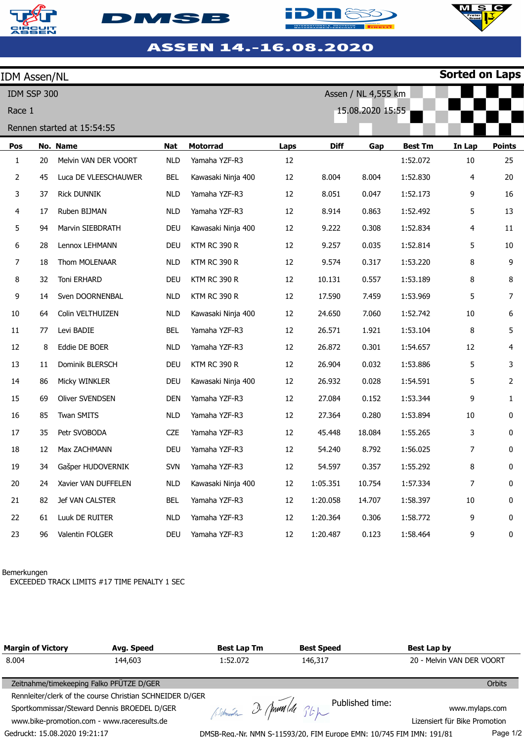# ASSEN 14.-16.08.2020

## IDM Assen/NL

**Sorted on Laps**

IDM SSP 300 — Assen / NL 4,555 km

Race 1 — 15.08.2020 15:55

Rennen started at 15:54:55

| Pos | No. | Name | Nat | Motorrad | Laps | Diff | Gap | Best Tm | In Lap | Points |
|---|---|---|---|---|---|---|---|---|---|---|
| 1 | 20 | Melvin VAN DER VOORT | NLD | Yamaha YZF-R3 | 12 | | | 1:52.072 | 10 | 25 |
| 2 | 45 | Luca DE VLEESCHAUWER | BEL | Kawasaki Ninja 400 | 12 | 8.004 | 8.004 | 1:52.830 | 4 | 20 |
| 3 | 37 | Rick DUNNIK | NLD | Yamaha YZF-R3 | 12 | 8.051 | 0.047 | 1:52.173 | 9 | 16 |
| 4 | 17 | Ruben BIJMAN | NLD | Yamaha YZF-R3 | 12 | 8.914 | 0.863 | 1:52.492 | 5 | 13 |
| 5 | 94 | Marvin SIEBDRATH | DEU | Kawasaki Ninja 400 | 12 | 9.222 | 0.308 | 1:52.834 | 4 | 11 |
| 6 | 28 | Lennox LEHMANN | DEU | KTM RC 390 R | 12 | 9.257 | 0.035 | 1:52.814 | 5 | 10 |
| 7 | 18 | Thom MOLENAAR | NLD | KTM RC 390 R | 12 | 9.574 | 0.317 | 1:53.220 | 8 | 9 |
| 8 | 32 | Toni ERHARD | DEU | KTM RC 390 R | 12 | 10.131 | 0.557 | 1:53.189 | 8 | 8 |
| 9 | 14 | Sven DOORNENBAL | NLD | KTM RC 390 R | 12 | 17.590 | 7.459 | 1:53.969 | 5 | 7 |
| 10 | 64 | Colin VELTHUIZEN | NLD | Kawasaki Ninja 400 | 12 | 24.650 | 7.060 | 1:52.742 | 10 | 6 |
| 11 | 77 | Levi BADIE | BEL | Yamaha YZF-R3 | 12 | 26.571 | 1.921 | 1:53.104 | 8 | 5 |
| 12 | 8 | Eddie DE BOER | NLD | Yamaha YZF-R3 | 12 | 26.872 | 0.301 | 1:54.657 | 12 | 4 |
| 13 | 11 | Dominik BLERSCH | DEU | KTM RC 390 R | 12 | 26.904 | 0.032 | 1:53.886 | 5 | 3 |
| 14 | 86 | Micky WINKLER | DEU | Kawasaki Ninja 400 | 12 | 26.932 | 0.028 | 1:54.591 | 5 | 2 |
| 15 | 69 | Oliver SVENDSEN | DEN | Yamaha YZF-R3 | 12 | 27.084 | 0.152 | 1:53.344 | 9 | 1 |
| 16 | 85 | Twan SMITS | NLD | Yamaha YZF-R3 | 12 | 27.364 | 0.280 | 1:53.894 | 10 | 0 |
| 17 | 35 | Petr SVOBODA | CZE | Yamaha YZF-R3 | 12 | 45.448 | 18.084 | 1:55.265 | 3 | 0 |
| 18 | 12 | Max ZACHMANN | DEU | Yamaha YZF-R3 | 12 | 54.240 | 8.792 | 1:56.025 | 7 | 0 |
| 19 | 34 | Gašper HUDOVERNIK | SVN | Yamaha YZF-R3 | 12 | 54.597 | 0.357 | 1:55.292 | 8 | 0 |
| 20 | 24 | Xavier VAN DUFFELEN | NLD | Kawasaki Ninja 400 | 12 | 1:05.351 | 10.754 | 1:57.334 | 7 | 0 |
| 21 | 82 | Jef VAN CALSTER | BEL | Yamaha YZF-R3 | 12 | 1:20.058 | 14.707 | 1:58.397 | 10 | 0 |
| 22 | 61 | Luuk DE RUITER | NLD | Yamaha YZF-R3 | 12 | 1:20.364 | 0.306 | 1:58.772 | 9 | 0 |
| 23 | 96 | Valentin FOLGER | DEU | Yamaha YZF-R3 | 12 | 1:20.487 | 0.123 | 1:58.464 | 9 | 0 |

Bemerkungen

EXCEEDED TRACK LIMITS #17 TIME PENALTY 1 SEC

| Margin of Victory | Avg. Speed | Best Lap Tm | Best Speed | Best Lap by |
|---|---|---|---|---|
| 8.004 | 144,603 | 1:52.072 | 146,317 | 20 - Melvin VAN DER VOORT |

Zeitnahme/timekeeping Falko PFÜTZE D/GER — Orbits

Rennleiter/clerk of the course Christian SCHNEIDER D/GER

Sportkommissar/Steward Dennis BROEDEL D/GER

Published time:

www.bike-promotion.com - www.raceresults.de — www.mylaps.com

Lizensiert für Bike Promotion

Gedruckt: 15.08.2020 19:21:17

DMSB-Reg.-Nr. NMN S-11593/20, FIM Europe EMN: 10/745 FIM IMN: 191/81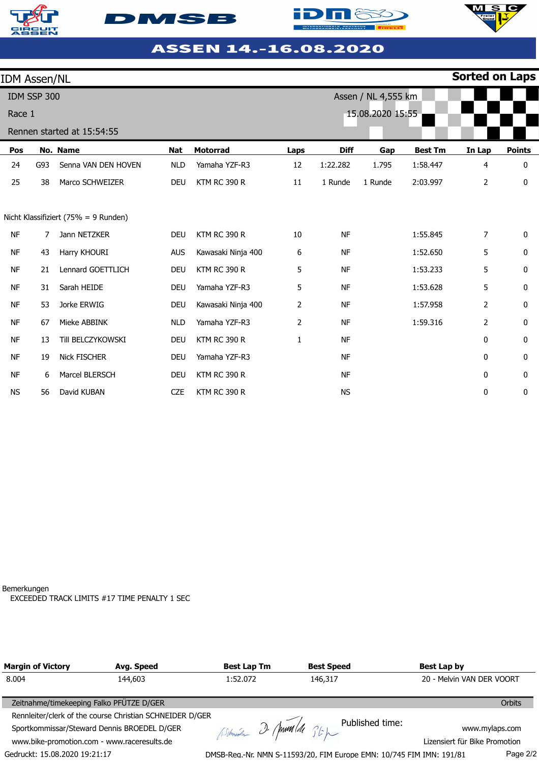# ASSEN 14.-16.08.2020

## IDM Assen/NL

**Sorted on Laps**

IDM SSP 300

Race 1

Rennen started at 15:54:55

Assen / NL 4,555 km

15.08.2020 15:55

| Pos | No. | Name | Nat | Motorrad | Laps | Diff | Gap | Best Tm | In Lap | Points |
|---|---|---|---|---|---|---|---|---|---|---|
| 24 | G93 | Senna VAN DEN HOVEN | NLD | Yamaha YZF-R3 | 12 | 1:22.282 | 1.795 | 1:58.447 | 4 | 0 |
| 25 | 38 | Marco SCHWEIZER | DEU | KTM RC 390 R | 11 | 1 Runde | 1 Runde | 2:03.997 | 2 | 0 |
| Nicht Klassifiziert (75% = 9 Runden) | | | | | | | | | | |
| NF | 7 | Jann NETZKER | DEU | KTM RC 390 R | 10 | NF | | 1:55.845 | 7 | 0 |
| NF | 43 | Harry KHOURI | AUS | Kawasaki Ninja 400 | 6 | NF | | 1:52.650 | 5 | 0 |
| NF | 21 | Lennard GOETTLICH | DEU | KTM RC 390 R | 5 | NF | | 1:53.233 | 5 | 0 |
| NF | 31 | Sarah HEIDE | DEU | Yamaha YZF-R3 | 5 | NF | | 1:53.628 | 5 | 0 |
| NF | 53 | Jorke ERWIG | DEU | Kawasaki Ninja 400 | 2 | NF | | 1:57.958 | 2 | 0 |
| NF | 67 | Mieke ABBINK | NLD | Yamaha YZF-R3 | 2 | NF | | 1:59.316 | 2 | 0 |
| NF | 13 | Till BELCZYKOWSKI | DEU | KTM RC 390 R | 1 | NF | | | 0 | 0 |
| NF | 19 | Nick FISCHER | DEU | Yamaha YZF-R3 | | NF | | | 0 | 0 |
| NF | 6 | Marcel BLERSCH | DEU | KTM RC 390 R | | NF | | | 0 | 0 |
| NS | 56 | David KUBAN | CZE | KTM RC 390 R | | NS | | | 0 | 0 |

Bemerkungen

EXCEEDED TRACK LIMITS #17 TIME PENALTY 1 SEC

| Margin of Victory | Avg. Speed | Best Lap Tm | Best Speed | Best Lap by |
|---|---|---|---|---|
| 8.004 | 144,603 | 1:52.072 | 146,317 | 20 - Melvin VAN DER VOORT |

Zeitnahme/timekeeping Falko PFÜTZE D/GER — Orbits

Rennleiter/clerk of the course Christian SCHNEIDER D/GER

Sportkommissar/Steward Dennis BROEDEL D/GER

www.bike-promotion.com - www.raceresults.de

Published time:

www.mylaps.com

Lizensiert für Bike Promotion

Gedruckt: 15.08.2020 19:21:17

DMSB-Reg.-Nr. NMN S-11593/20, FIM Europe EMN: 10/745 FIM IMN: 191/81